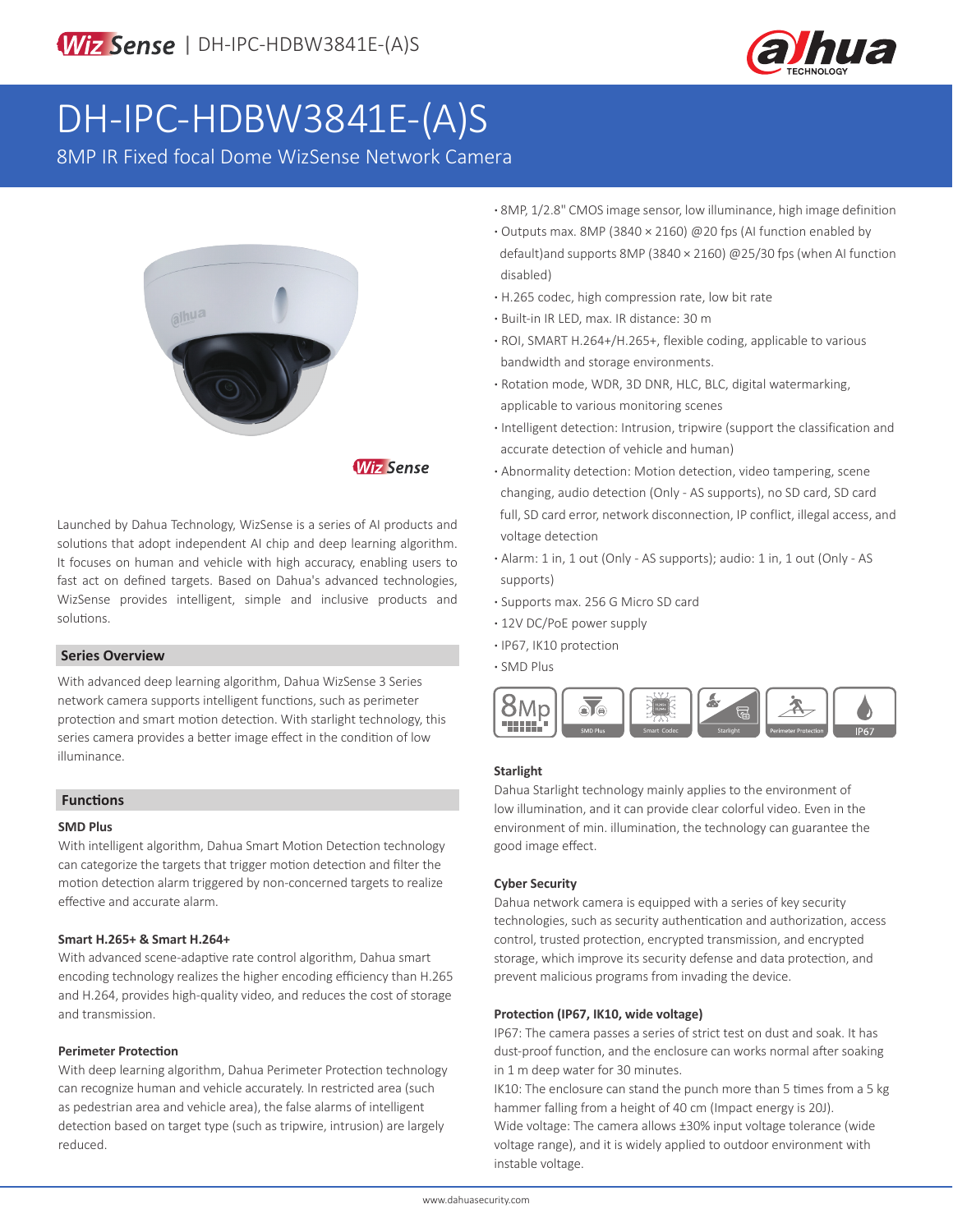WizSense | DH-IPC-HDBW3841E-(A)S

# DH-IPC-HDBW3841E-(A)S

8MP IR Fixed focal Dome WizSense Network Camera

Launched by Dahua Technology, WizSense is a series of AI products and solutions that adopt independent AI chip and deep learning algorithm. It focuses on human and vehicle with high accuracy, enabling users to fast act on defined targets. Based on Dahua's advanced technologies, WizSense provides intelligent, simple and inclusive products and solutions.

## Series Overview

With advanced deep learning algorithm, Dahua WizSense 3 Series network camera supports intelligent functions, such as perimeter protection and smart motion detection. With starlight technology, this series camera provides a better image effect in the condition of low illuminance.

## Functions

### SMD Plus

With intelligent algorithm, Dahua Smart Motion Detection technology can categorize the targets that trigger motion detection and filter the motion detection alarm triggered by non-concerned targets to realize effective and accurate alarm.

### Smart H.265+ & Smart H.264+

With advanced scene-adaptive rate control algorithm, Dahua smart encoding technology realizes the higher encoding efficiency than H.265 and H.264, provides high-quality video, and reduces the cost of storage and transmission.

### Perimeter Protection

With deep learning algorithm, Dahua Perimeter Protection technology can recognize human and vehicle accurately. In restricted area (such as pedestrian area and vehicle area), the false alarms of intelligent detection based on target type (such as tripwire, intrusion) are largely reduced.

- 8MP, 1/2.8" CMOS image sensor, low illuminance, high image definition
- Outputs max. 8MP (3840 × 2160) @20 fps (AI function enabled by default)and supports 8MP (3840 × 2160) @25/30 fps (when AI function disabled)
- H.265 codec, high compression rate, low bit rate
- Built-in IR LED, max. IR distance: 30 m
- ROI, SMART H.264+/H.265+, flexible coding, applicable to various bandwidth and storage environments.
- Rotation mode, WDR, 3D DNR, HLC, BLC, digital watermarking, applicable to various monitoring scenes
- Intelligent detection: Intrusion, tripwire (support the classification and accurate detection of vehicle and human)
- Abnormality detection: Motion detection, video tampering, scene changing, audio detection (Only - AS supports), no SD card, SD card full, SD card error, network disconnection, IP conflict, illegal access, and voltage detection
- Alarm: 1 in, 1 out (Only - AS supports); audio: 1 in, 1 out (Only - AS supports)
- Supports max. 256 G Micro SD card
- 12V DC/PoE power supply
- IP67, IK10 protection
- SMD Plus

8MP | SMD Plus | Smart Codec | Starlight | Perimeter Protection | IP67

### Starlight

Dahua Starlight technology mainly applies to the environment of low illumination, and it can provide clear colorful video. Even in the environment of min. illumination, the technology can guarantee the good image effect.

### Cyber Security

Dahua network camera is equipped with a series of key security technologies, such as security authentication and authorization, access control, trusted protection, encrypted transmission, and encrypted storage, which improve its security defense and data protection, and prevent malicious programs from invading the device.

### Protection (IP67, IK10, wide voltage)

IP67: The camera passes a series of strict test on dust and soak. It has dust-proof function, and the enclosure can works normal after soaking in 1 m deep water for 30 minutes.

IK10: The enclosure can stand the punch more than 5 times from a 5 kg hammer falling from a height of 40 cm (Impact energy is 20J).

Wide voltage: The camera allows ±30% input voltage tolerance (wide voltage range), and it is widely applied to outdoor environment with instable voltage.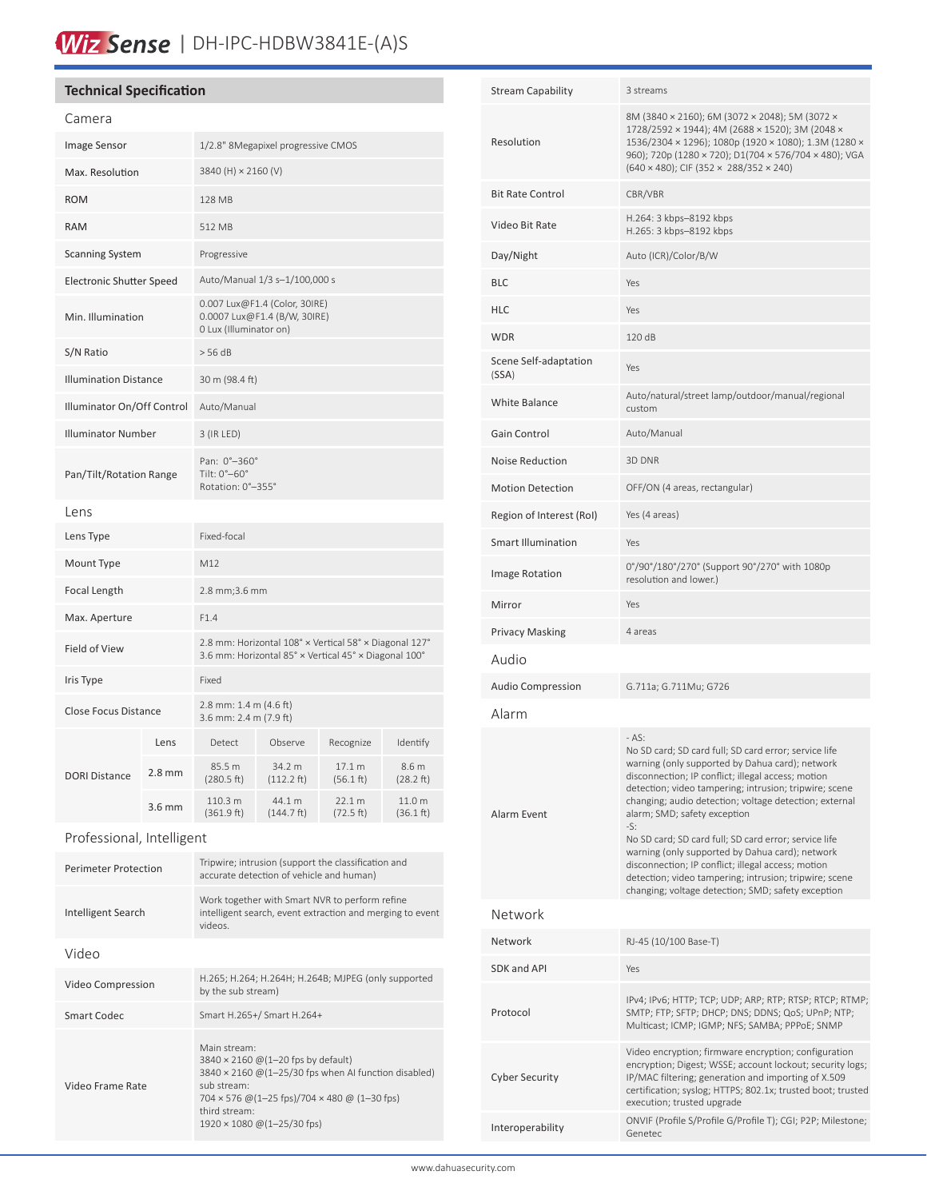# Wiz Sense | DH-IPC-HDBW3841E-(A)S

## Technical Specification

### Camera

| | |
|---|---|
| Image Sensor | 1/2.8" 8Megapixel progressive CMOS |
| Max. Resolution | 3840 (H) × 2160 (V) |
| ROM | 128 MB |
| RAM | 512 MB |
| Scanning System | Progressive |
| Electronic Shutter Speed | Auto/Manual 1/3 s–1/100,000 s |
| Min. Illumination | 0.007 Lux@F1.4 (Color, 30IRE)<br>0.0007 Lux@F1.4 (B/W, 30IRE)<br>0 Lux (Illuminator on) |
| S/N Ratio | > 56 dB |
| Illumination Distance | 30 m (98.4 ft) |
| Illuminator On/Off Control | Auto/Manual |
| Illuminator Number | 3 (IR LED) |
| Pan/Tilt/Rotation Range | Pan: 0°–360°<br>Tilt: 0°–60°<br>Rotation: 0°–355° |

### Lens

| | |
|---|---|
| Lens Type | Fixed-focal |
| Mount Type | M12 |
| Focal Length | 2.8 mm;3.6 mm |
| Max. Aperture | F1.4 |
| Field of View | 2.8 mm: Horizontal 108° × Vertical 58° × Diagonal 127°<br>3.6 mm: Horizontal 85° × Vertical 45° × Diagonal 100° |
| Iris Type | Fixed |
| Close Focus Distance | 2.8 mm: 1.4 m (4.6 ft)<br>3.6 mm: 2.4 m (7.9 ft) |

| DORI Distance | Lens | Detect | Observe | Recognize | Identify |
|---|---|---|---|---|---|
| | 2.8 mm | 85.5 m (280.5 ft) | 34.2 m (112.2 ft) | 17.1 m (56.1 ft) | 8.6 m (28.2 ft) |
| | 3.6 mm | 110.3 m (361.9 ft) | 44.1 m (144.7 ft) | 22.1 m (72.5 ft) | 11.0 m (36.1 ft) |

### Professional, Intelligent

| | |
|---|---|
| Perimeter Protection | Tripwire; intrusion (support the classification and accurate detection of vehicle and human) |
| Intelligent Search | Work together with Smart NVR to perform refine intelligent search, event extraction and merging to event videos. |

### Video

| | |
|---|---|
| Video Compression | H.265; H.264; H.264H; H.264B; MJPEG (only supported by the sub stream) |
| Smart Codec | Smart H.265+/ Smart H.264+ |
| Video Frame Rate | Main stream:<br>3840 × 2160 @(1–20 fps by default)<br>3840 × 2160 @(1–25/30 fps when AI function disabled)<br>sub stream:<br>704 × 576 @(1–25 fps)/704 × 480 @ (1–30 fps)<br>third stream:<br>1920 × 1080 @(1–25/30 fps) |
| Stream Capability | 3 streams |
| Resolution | 8M (3840 × 2160); 6M (3072 × 2048); 5M (3072 × 1728/2592 × 1944); 4M (2688 × 1520); 3M (2048 × 1536/2304 × 1296); 1080p (1920 × 1080); 1.3M (1280 × 960); 720p (1280 × 720); D1(704 × 576/704 × 480); VGA (640 × 480); CIF (352 × 288/352 × 240) |
| Bit Rate Control | CBR/VBR |
| Video Bit Rate | H.264: 3 kbps–8192 kbps<br>H.265: 3 kbps–8192 kbps |
| Day/Night | Auto (ICR)/Color/B/W |
| BLC | Yes |
| HLC | Yes |
| WDR | 120 dB |
| Scene Self-adaptation (SSA) | Yes |
| White Balance | Auto/natural/street lamp/outdoor/manual/regional custom |
| Gain Control | Auto/Manual |
| Noise Reduction | 3D DNR |
| Motion Detection | OFF/ON (4 areas, rectangular) |
| Region of Interest (RoI) | Yes (4 areas) |
| Smart Illumination | Yes |
| Image Rotation | 0°/90°/180°/270° (Support 90°/270° with 1080p resolution and lower.) |
| Mirror | Yes |
| Privacy Masking | 4 areas |

### Audio

| | |
|---|---|
| Audio Compression | G.711a; G.711Mu; G726 |

### Alarm

| | |
|---|---|
| Alarm Event | - AS:<br>No SD card; SD card full; SD card error; service life warning (only supported by Dahua card); network disconnection; IP conflict; illegal access; motion detection; video tampering; intrusion; tripwire; scene changing; audio detection; voltage detection; external alarm; SMD; safety exception<br>-S:<br>No SD card; SD card full; SD card error; service life warning (only supported by Dahua card); network disconnection; IP conflict; illegal access; motion detection; video tampering; intrusion; tripwire; scene changing; voltage detection; SMD; safety exception |

### Network

| | |
|---|---|
| Network | RJ-45 (10/100 Base-T) |
| SDK and API | Yes |
| Protocol | IPv4; IPv6; HTTP; TCP; UDP; ARP; RTP; RTSP; RTCP; RTMP; SMTP; FTP; SFTP; DHCP; DNS; DDNS; QoS; UPnP; NTP; Multicast; ICMP; IGMP; NFS; SAMBA; PPPoE; SNMP |
| Cyber Security | Video encryption; firmware encryption; configuration encryption; Digest; WSSE; account lockout; security logs; IP/MAC filtering; generation and importing of X.509 certification; syslog; HTTPS; 802.1x; trusted boot; trusted execution; trusted upgrade |
| Interoperability | ONVIF (Profile S/Profile G/Profile T); CGI; P2P; Milestone; Genetec |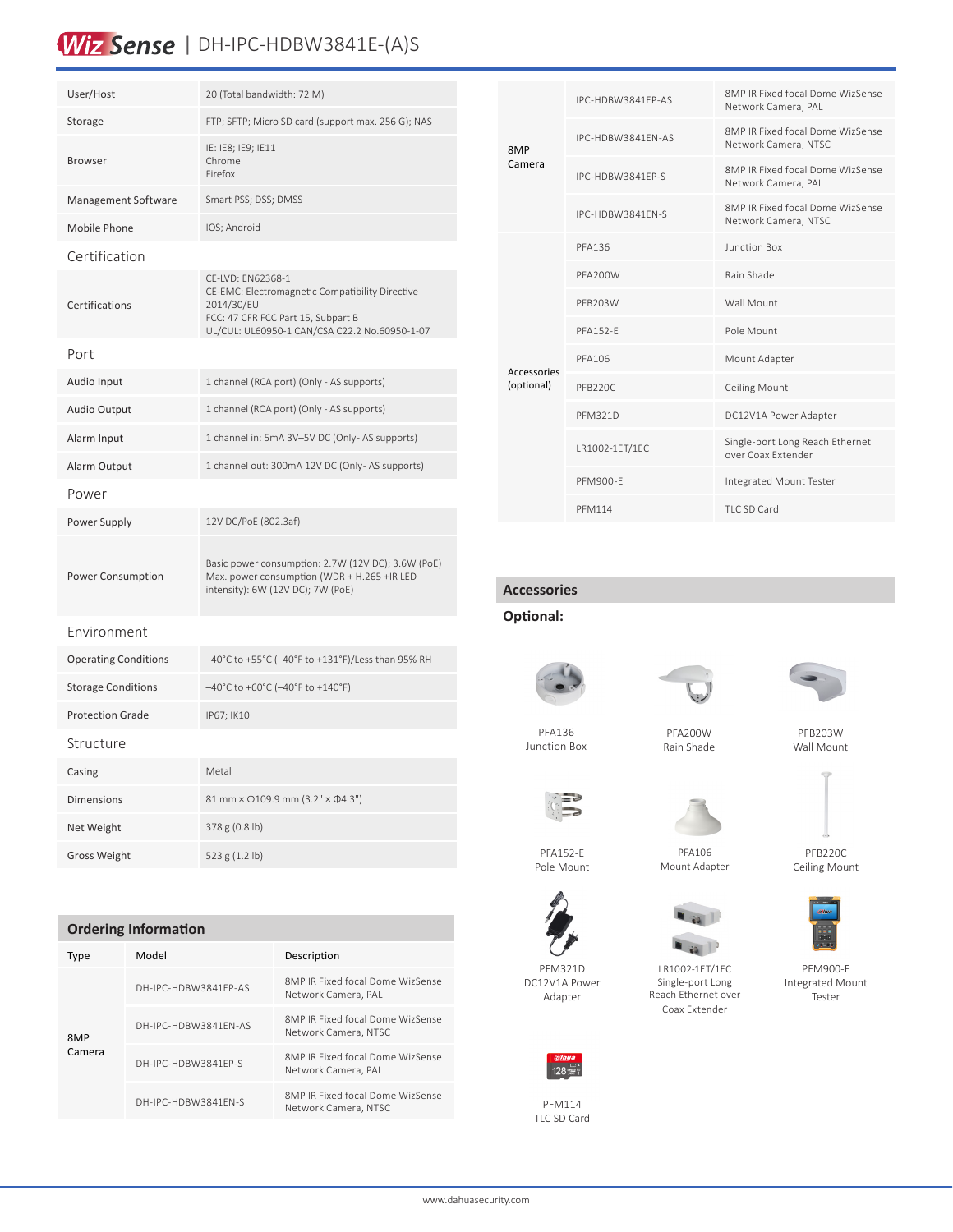| | |
|---|---|
| User/Host | 20 (Total bandwidth: 72 M) |
| Storage | FTP; SFTP; Micro SD card (support max. 256 G); NAS |
| Browser | IE: IE8; IE9; IE11<br>Chrome<br>Firefox |
| Management Software | Smart PSS; DSS; DMSS |
| Mobile Phone | IOS; Android |
| **Certification** | |
| Certifications | CE-LVD: EN62368-1<br>CE-EMC: Electromagnetic Compatibility Directive 2014/30/EU<br>FCC: 47 CFR FCC Part 15, Subpart B<br>UL/CUL: UL60950-1 CAN/CSA C22.2 No.60950-1-07 |
| **Port** | |
| Audio Input | 1 channel (RCA port) (Only - AS supports) |
| Audio Output | 1 channel (RCA port) (Only - AS supports) |
| Alarm Input | 1 channel in: 5mA 3V–5V DC (Only- AS supports) |
| Alarm Output | 1 channel out: 300mA 12V DC (Only- AS supports) |
| **Power** | |
| Power Supply | 12V DC/PoE (802.3af) |
| Power Consumption | Basic power consumption: 2.7W (12V DC); 3.6W (PoE)<br>Max. power consumption (WDR + H.265 +IR LED intensity): 6W (12V DC); 7W (PoE) |
| **Environment** | |
| Operating Conditions | –40°C to +55°C (–40°F to +131°F)/Less than 95% RH |
| Storage Conditions | –40°C to +60°C (–40°F to +140°F) |
| Protection Grade | IP67; IK10 |
| **Structure** | |
| Casing | Metal |
| Dimensions | 81 mm × Φ109.9 mm (3.2" × Φ4.3") |
| Net Weight | 378 g (0.8 lb) |
| Gross Weight | 523 g (1.2 lb) |

## Ordering Information

| Type | Model | Description |
|---|---|---|
| 8MP Camera | DH-IPC-HDBW3841EP-AS | 8MP IR Fixed focal Dome WizSense Network Camera, PAL |
| | DH-IPC-HDBW3841EN-AS | 8MP IR Fixed focal Dome WizSense Network Camera, NTSC |
| | DH-IPC-HDBW3841EP-S | 8MP IR Fixed focal Dome WizSense Network Camera, PAL |
| | DH-IPC-HDBW3841EN-S | 8MP IR Fixed focal Dome WizSense Network Camera, NTSC |

| Type | Model | Description |
|---|---|---|
| 8MP Camera | IPC-HDBW3841EP-AS | 8MP IR Fixed focal Dome WizSense Network Camera, PAL |
| | IPC-HDBW3841EN-AS | 8MP IR Fixed focal Dome WizSense Network Camera, NTSC |
| | IPC-HDBW3841EP-S | 8MP IR Fixed focal Dome WizSense Network Camera, PAL |
| | IPC-HDBW3841EN-S | 8MP IR Fixed focal Dome WizSense Network Camera, NTSC |
| Accessories (optional) | PFA136 | Junction Box |
| | PFA200W | Rain Shade |
| | PFB203W | Wall Mount |
| | PFA152-E | Pole Mount |
| | PFA106 | Mount Adapter |
| | PFB220C | Ceiling Mount |
| | PFM321D | DC12V1A Power Adapter |
| | LR1002-1ET/1EC | Single-port Long Reach Ethernet over Coax Extender |
| | PFM900-E | Integrated Mount Tester |
| | PFM114 | TLC SD Card |

## Accessories

**Optional:**

PFA136
Junction Box

PFA200W
Rain Shade

PFB203W
Wall Mount

PFA152-E
Pole Mount

PFA106
Mount Adapter

PFB220C
Ceiling Mount

PFM321D
DC12V1A Power Adapter

LR1002-1ET/1EC
Single-port Long Reach Ethernet over Coax Extender

PFM900-E
Integrated Mount Tester

PFM114
TLC SD Card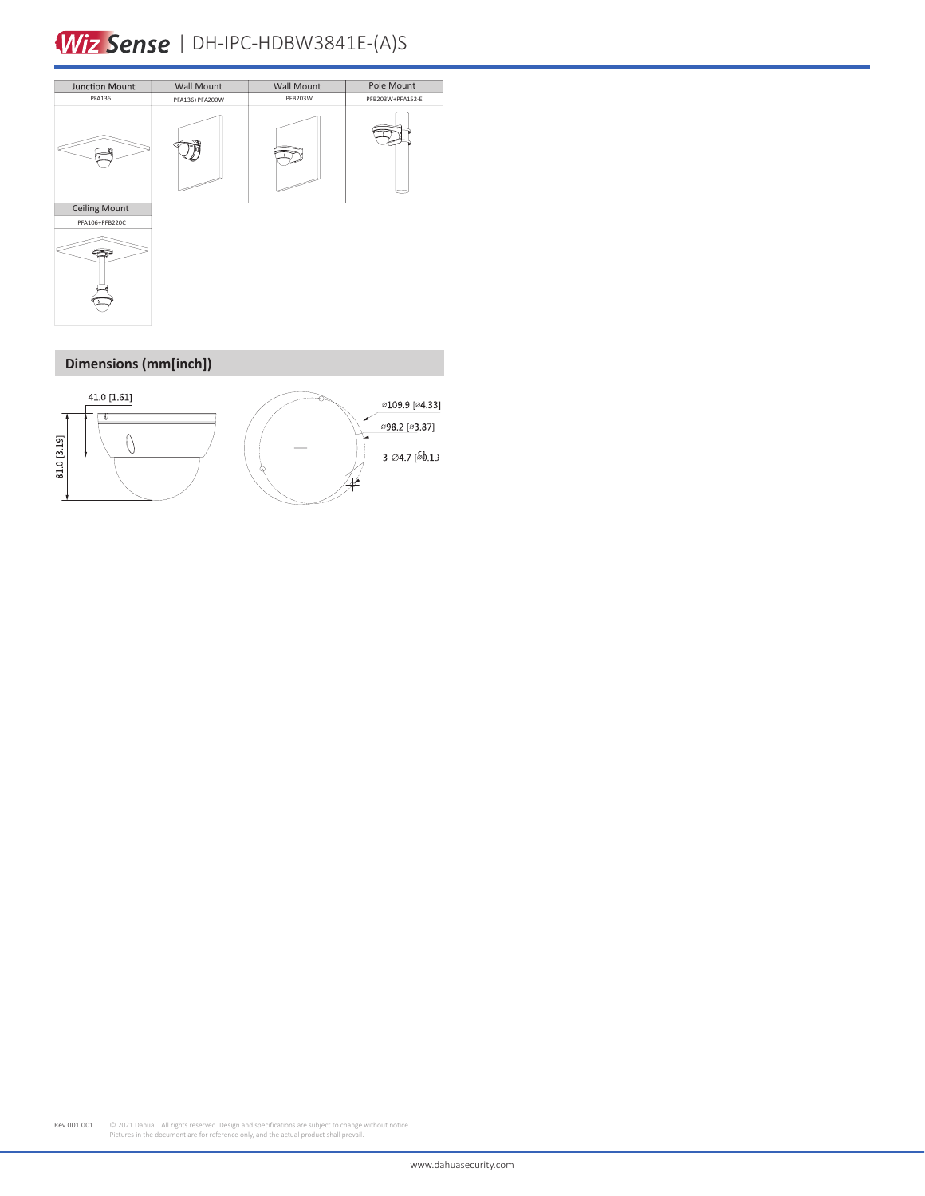| Junction Mount | Wall Mount | Wall Mount | Pole Mount |
|---|---|---|---|
| PFA136 | PFA136+PFA200W | PFB203W | PFB203W+PFA152-E |

| Ceiling Mount |
|---|
| PFA106+PFB220C |

## Dimensions (mm[inch])

41.0 [1.61]

81.0 [3.19]

⌀109.9 [⌀4.33]

⌀98.2 [⌀3.87]

3-⌀4.7 [⌀0.19]

Rev 001.001 © 2021 Dahua . All rights reserved. Design and specifications are subject to change without notice.
Pictures in the document are for reference only, and the actual product shall prevail.

www.dahuasecurity.com